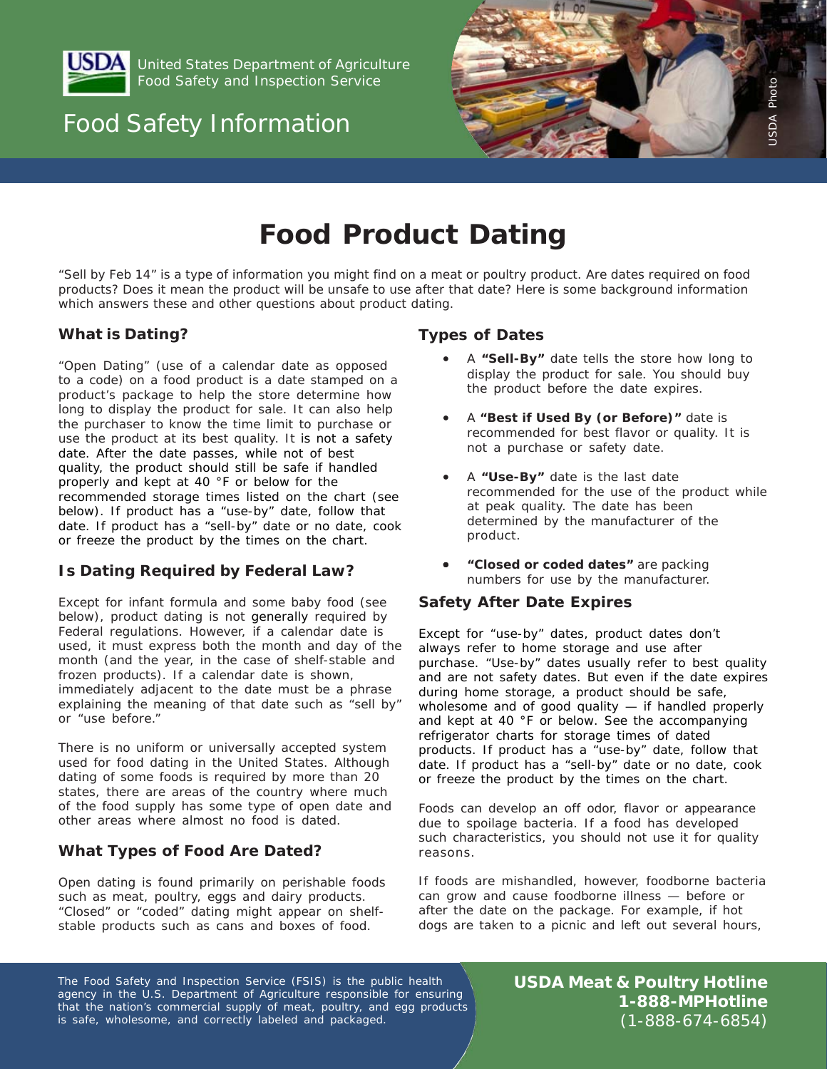United States Department of Agriculture
Food Safety and Inspection Service

Food Safety Information

# Food Product Dating

"Sell by Feb 14" is a type of information you might find on a meat or poultry product. Are dates required on food products? Does it mean the product will be unsafe to use after that date? Here is some background information which answers these and other questions about product dating.

## What is Dating?

"Open Dating" (use of a calendar date as opposed to a code) on a food product is a date stamped on a product's package to help the store determine how long to display the product for sale. It can also help the purchaser to know the time limit to purchase or use the product at its best quality. It is not a safety date. After the date passes, while not of best quality, the product should still be safe if handled properly and kept at 40 °F or below for the recommended storage times listed on the chart (see below). If product has a "use-by" date, follow that date. If product has a "sell-by" date or no date, cook or freeze the product by the times on the chart.

## Is Dating Required by Federal Law?

Except for infant formula and some baby food (see below), product dating is not generally required by Federal regulations. However, if a calendar date is used, it must express both the month and day of the month (and the year, in the case of shelf-stable and frozen products). If a calendar date is shown, immediately adjacent to the date must be a phrase explaining the meaning of that date such as "sell by" or "use before."

There is no uniform or universally accepted system used for food dating in the United States. Although dating of some foods is required by more than 20 states, there are areas of the country where much of the food supply has some type of open date and other areas where almost no food is dated.

## What Types of Food Are Dated?

Open dating is found primarily on perishable foods such as meat, poultry, eggs and dairy products. "Closed" or "coded" dating might appear on shelf-stable products such as cans and boxes of food.

## Types of Dates

- A **"Sell-By"** date tells the store how long to display the product for sale. You should buy the product before the date expires.
- A **"Best if Used By (or Before)"** date is recommended for best flavor or quality. It is not a purchase or safety date.
- A **"Use-By"** date is the last date recommended for the use of the product while at peak quality. The date has been determined by the manufacturer of the product.
- **"Closed or coded dates"** are packing numbers for use by the manufacturer.

## Safety After Date Expires

Except for "use-by" dates, product dates don't always refer to home storage and use after purchase. "Use-by" dates usually refer to best quality and are not safety dates. But even if the date expires during home storage, a product should be safe, wholesome and of good quality — if handled properly and kept at 40 °F or below. See the accompanying refrigerator charts for storage times of dated products. If product has a "use-by" date, follow that date. If product has a "sell-by" date or no date, cook or freeze the product by the times on the chart.

Foods can develop an off odor, flavor or appearance due to spoilage bacteria. If a food has developed such characteristics, you should not use it for quality reasons.

If foods are mishandled, however, foodborne bacteria can grow and cause foodborne illness — before or after the date on the package. For example, if hot dogs are taken to a picnic and left out several hours,

The Food Safety and Inspection Service (FSIS) is the public health agency in the U.S. Department of Agriculture responsible for ensuring that the nation's commercial supply of meat, poultry, and egg products is safe, wholesome, and correctly labeled and packaged.

**USDA Meat & Poultry Hotline**
**1-888-MPHotline**
(1-888-674-6854)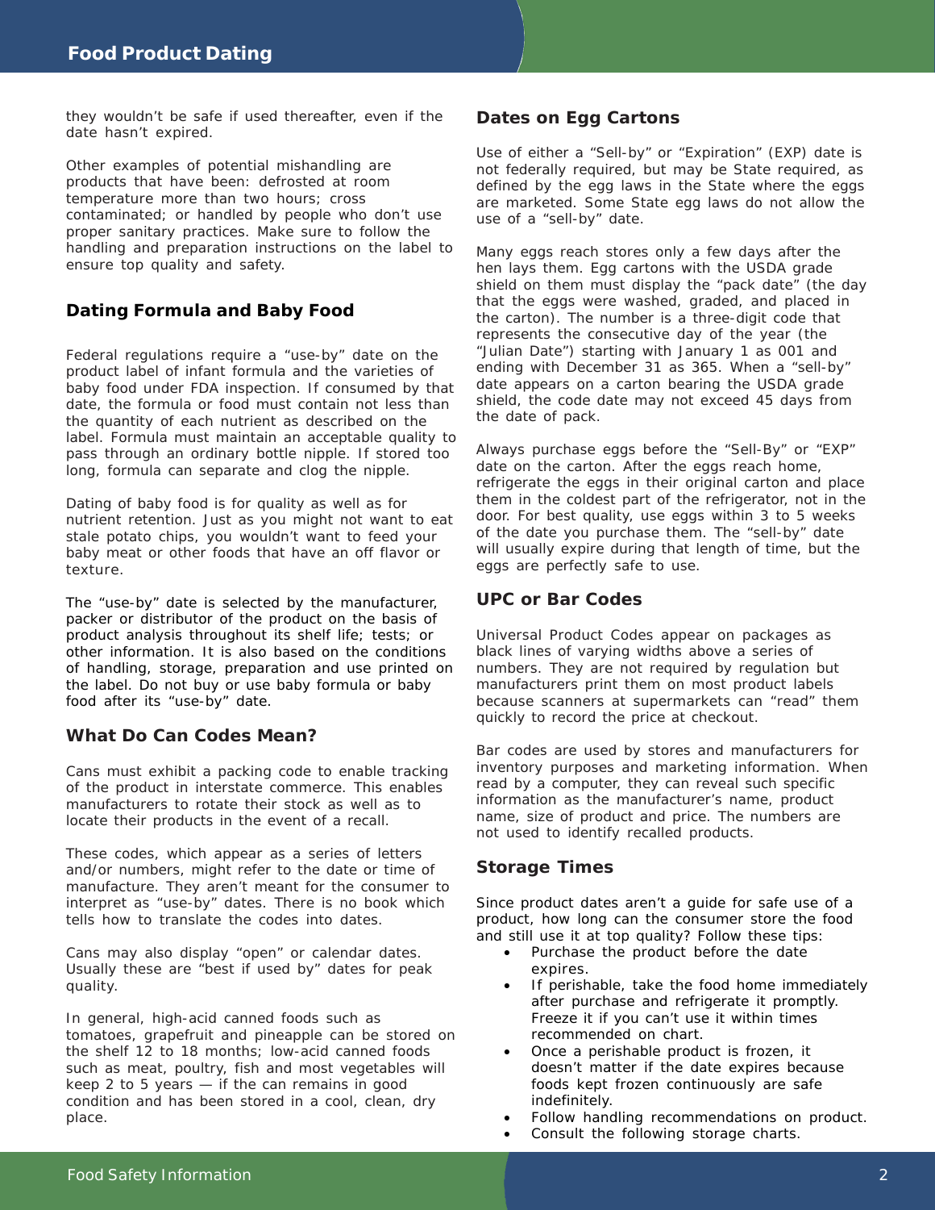they wouldn't be safe if used thereafter, even if the date hasn't expired.

Other examples of potential mishandling are products that have been: defrosted at room temperature more than two hours; cross contaminated; or handled by people who don't use proper sanitary practices. Make sure to follow the handling and preparation instructions on the label to ensure top quality and safety.

## Dating Formula and Baby Food

Federal regulations require a "use-by" date on the product label of infant formula and the varieties of baby food under FDA inspection. If consumed by that date, the formula or food must contain not less than the quantity of each nutrient as described on the label. Formula must maintain an acceptable quality to pass through an ordinary bottle nipple. If stored too long, formula can separate and clog the nipple.

Dating of baby food is for quality as well as for nutrient retention. Just as you might not want to eat stale potato chips, you wouldn't want to feed your baby meat or other foods that have an off flavor or texture.

The "use-by" date is selected by the manufacturer, packer or distributor of the product on the basis of product analysis throughout its shelf life; tests; or other information. It is also based on the conditions of handling, storage, preparation and use printed on the label. Do not buy or use baby formula or baby food after its "use-by" date.

## What Do Can Codes Mean?

Cans must exhibit a packing code to enable tracking of the product in interstate commerce. This enables manufacturers to rotate their stock as well as to locate their products in the event of a recall.

These codes, which appear as a series of letters and/or numbers, might refer to the date or time of manufacture. They aren't meant for the consumer to interpret as "use-by" dates. There is no book which tells how to translate the codes into dates.

Cans may also display "open" or calendar dates. Usually these are "best if used by" dates for peak quality.

In general, high-acid canned foods such as tomatoes, grapefruit and pineapple can be stored on the shelf 12 to 18 months; low-acid canned foods such as meat, poultry, fish and most vegetables will keep 2 to 5 years — if the can remains in good condition and has been stored in a cool, clean, dry place.

## Dates on Egg Cartons

Use of either a "Sell-by" or "Expiration" (EXP) date is not federally required, but may be State required, as defined by the egg laws in the State where the eggs are marketed. Some State egg laws do not allow the use of a "sell-by" date.

Many eggs reach stores only a few days after the hen lays them. Egg cartons with the USDA grade shield on them must display the "pack date" (the day that the eggs were washed, graded, and placed in the carton). The number is a three-digit code that represents the consecutive day of the year (the "Julian Date") starting with January 1 as 001 and ending with December 31 as 365. When a "sell-by" date appears on a carton bearing the USDA grade shield, the code date may not exceed 45 days from the date of pack.

Always purchase eggs before the "Sell-By" or "EXP" date on the carton. After the eggs reach home, refrigerate the eggs in their original carton and place them in the coldest part of the refrigerator, not in the door. For best quality, use eggs within 3 to 5 weeks of the date you purchase them. The "sell-by" date will usually expire during that length of time, but the eggs are perfectly safe to use.

## UPC or Bar Codes

Universal Product Codes appear on packages as black lines of varying widths above a series of numbers. They are not required by regulation but manufacturers print them on most product labels because scanners at supermarkets can "read" them quickly to record the price at checkout.

Bar codes are used by stores and manufacturers for inventory purposes and marketing information. When read by a computer, they can reveal such specific information as the manufacturer's name, product name, size of product and price. The numbers are not used to identify recalled products.

## Storage Times

Since product dates aren't a guide for safe use of a product, how long can the consumer store the food and still use it at top quality? Follow these tips:

- Purchase the product before the date expires.
- If perishable, take the food home immediately after purchase and refrigerate it promptly. Freeze it if you can't use it within times recommended on chart.
- Once a perishable product is frozen, it doesn't matter if the date expires because foods kept frozen continuously are safe indefinitely.
- Follow handling recommendations on product.
- Consult the following storage charts.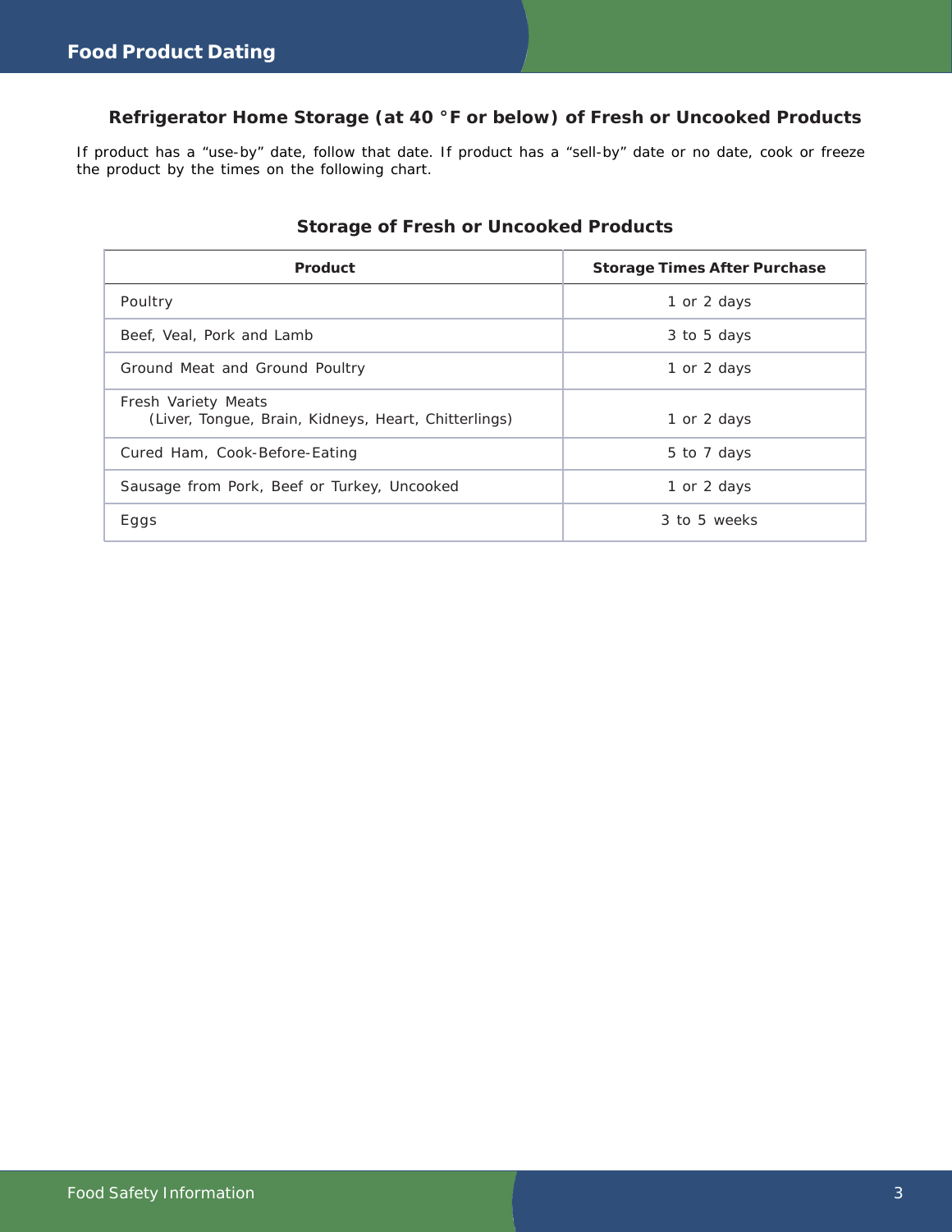## Refrigerator Home Storage (at 40 °F or below) of Fresh or Uncooked Products

If product has a "use-by" date, follow that date. If product has a "sell-by" date or no date, cook or freeze the product by the times on the following chart.

### Storage of Fresh or Uncooked Products

| Product | Storage Times After Purchase |
|---|---|
| Poultry | 1 or 2 days |
| Beef, Veal, Pork and Lamb | 3 to 5 days |
| Ground Meat and Ground Poultry | 1 or 2 days |
| Fresh Variety Meats (Liver, Tongue, Brain, Kidneys, Heart, Chitterlings) | 1 or 2 days |
| Cured Ham, Cook-Before-Eating | 5 to 7 days |
| Sausage from Pork, Beef or Turkey, Uncooked | 1 or 2 days |
| Eggs | 3 to 5 weeks |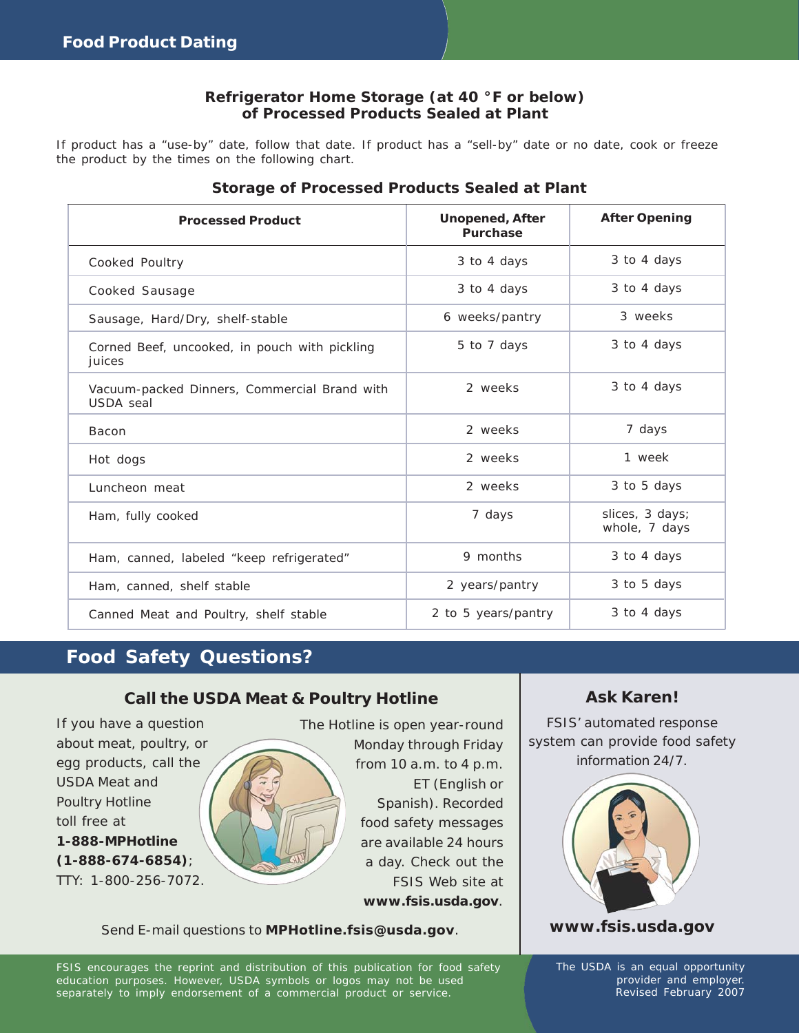### Refrigerator Home Storage (at 40 °F or below) of Processed Products Sealed at Plant

If product has a "use-by" date, follow that date. If product has a "sell-by" date or no date, cook or freeze the product by the times on the following chart.

**Storage of Processed Products Sealed at Plant**

| Processed Product | Unopened, After Purchase | After Opening |
|---|---|---|
| Cooked Poultry | 3 to 4 days | 3 to 4 days |
| Cooked Sausage | 3 to 4 days | 3 to 4 days |
| Sausage, Hard/Dry, shelf-stable | 6 weeks/pantry | 3 weeks |
| Corned Beef, uncooked, in pouch with pickling juices | 5 to 7 days | 3 to 4 days |
| Vacuum-packed Dinners, Commercial Brand with USDA seal | 2 weeks | 3 to 4 days |
| Bacon | 2 weeks | 7 days |
| Hot dogs | 2 weeks | 1 week |
| Luncheon meat | 2 weeks | 3 to 5 days |
| Ham, fully cooked | 7 days | slices, 3 days; whole, 7 days |
| Ham, canned, labeled "keep refrigerated" | 9 months | 3 to 4 days |
| Ham, canned, shelf stable | 2 years/pantry | 3 to 5 days |
| Canned Meat and Poultry, shelf stable | 2 to 5 years/pantry | 3 to 4 days |

## Food Safety Questions?

### Call the USDA Meat & Poultry Hotline

If you have a question about meat, poultry, or egg products, call the USDA Meat and Poultry Hotline toll free at **1-888-MPHotline (1-888-674-6854)**; TTY: 1-800-256-7072.

The Hotline is open year-round Monday through Friday from 10 a.m. to 4 p.m. ET (English or Spanish). Recorded food safety messages are available 24 hours a day. Check out the FSIS Web site at **www.fsis.usda.gov**.

Send E-mail questions to **MPHotline.fsis@usda.gov**.

### Ask Karen!

FSIS' automated response system can provide food safety information 24/7.

**www.fsis.usda.gov**

FSIS encourages the reprint and distribution of this publication for food safety education purposes. However, USDA symbols or logos may not be used separately to imply endorsement of a commercial product or service.

The USDA is an equal opportunity provider and employer.
Revised February 2007